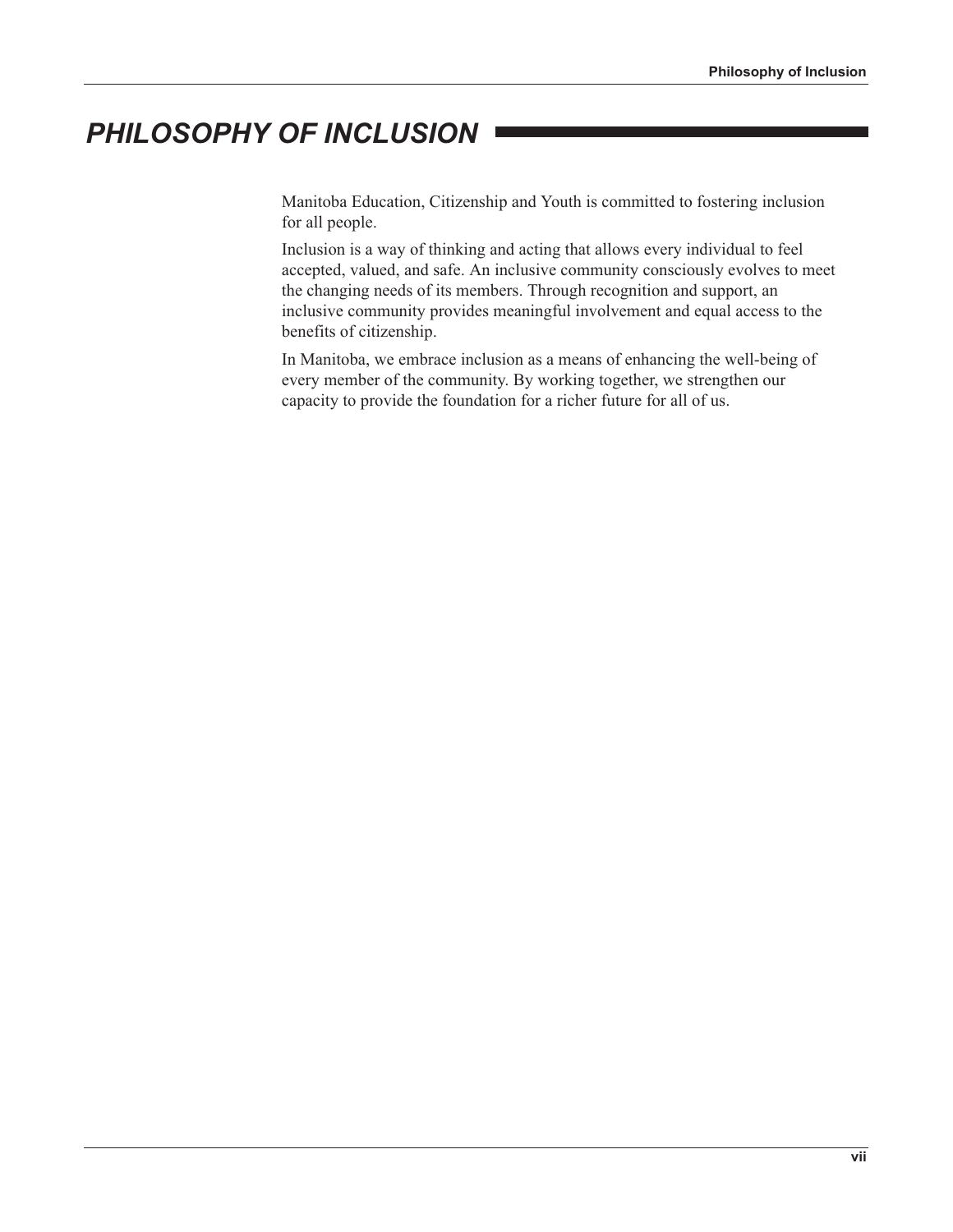# PHILOSOPHY OF INCLUSION

Manitoba Education, Citizenship and Youth is committed to fostering inclusion for all people.

Inclusion is a way of thinking and acting that allows every individual to feel accepted, valued, and safe. An inclusive community consciously evolves to meet the changing needs of its members. Through recognition and support, an inclusive community provides meaningful involvement and equal access to the benefits of citizenship.

In Manitoba, we embrace inclusion as a means of enhancing the well-being of every member of the community. By working together, we strengthen our capacity to provide the foundation for a richer future for all of us.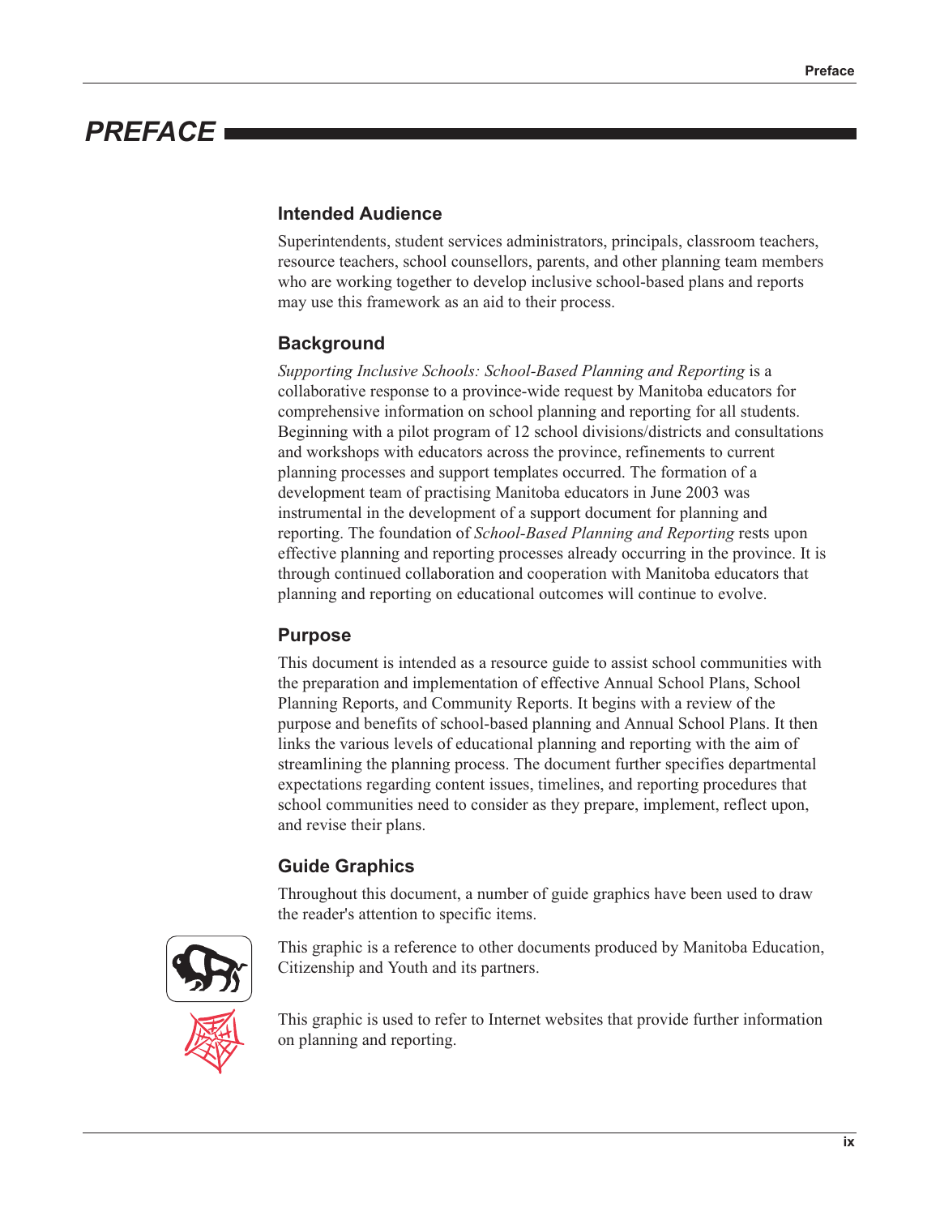# PREFACE

## Intended Audience

Superintendents, student services administrators, principals, classroom teachers, resource teachers, school counsellors, parents, and other planning team members who are working together to develop inclusive school-based plans and reports may use this framework as an aid to their process.

## Background

*Supporting Inclusive Schools: School-Based Planning and Reporting* is a collaborative response to a province-wide request by Manitoba educators for comprehensive information on school planning and reporting for all students. Beginning with a pilot program of 12 school divisions/districts and consultations and workshops with educators across the province, refinements to current planning processes and support templates occurred. The formation of a development team of practising Manitoba educators in June 2003 was instrumental in the development of a support document for planning and reporting. The foundation of *School-Based Planning and Reporting* rests upon effective planning and reporting processes already occurring in the province. It is through continued collaboration and cooperation with Manitoba educators that planning and reporting on educational outcomes will continue to evolve.

## Purpose

This document is intended as a resource guide to assist school communities with the preparation and implementation of effective Annual School Plans, School Planning Reports, and Community Reports. It begins with a review of the purpose and benefits of school-based planning and Annual School Plans. It then links the various levels of educational planning and reporting with the aim of streamlining the planning process. The document further specifies departmental expectations regarding content issues, timelines, and reporting procedures that school communities need to consider as they prepare, implement, reflect upon, and revise their plans.

## Guide Graphics

Throughout this document, a number of guide graphics have been used to draw the reader's attention to specific items.

This graphic is a reference to other documents produced by Manitoba Education, Citizenship and Youth and its partners.

This graphic is used to refer to Internet websites that provide further information on planning and reporting.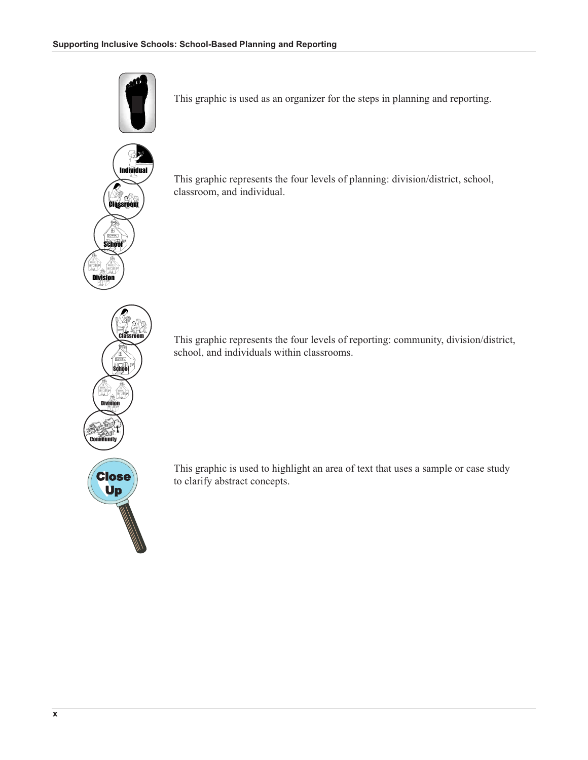This graphic is used as an organizer for the steps in planning and reporting.

This graphic represents the four levels of planning: division/district, school, classroom, and individual.

This graphic represents the four levels of reporting: community, division/district, school, and individuals within classrooms.

This graphic is used to highlight an area of text that uses a sample or case study to clarify abstract concepts.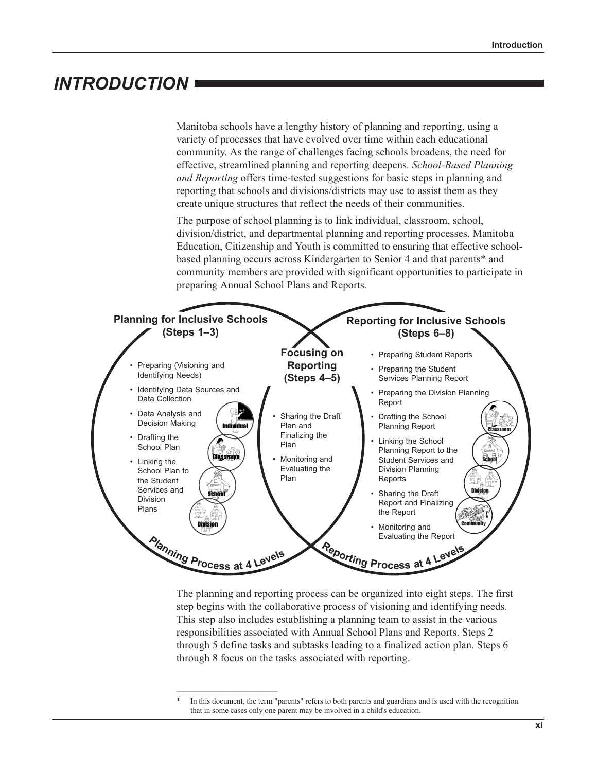# INTRODUCTION

Manitoba schools have a lengthy history of planning and reporting, using a variety of processes that have evolved over time within each educational community. As the range of challenges facing schools broadens, the need for effective, streamlined planning and reporting deepens*. School-Based Planning and Reporting* offers time-tested suggestions for basic steps in planning and reporting that schools and divisions/districts may use to assist them as they create unique structures that reflect the needs of their communities.

The purpose of school planning is to link individual, classroom, school, division/district, and departmental planning and reporting processes. Manitoba Education, Citizenship and Youth is committed to ensuring that effective school-based planning occurs across Kindergarten to Senior 4 and that parents* and community members are provided with significant opportunities to participate in preparing Annual School Plans and Reports.

**Planning for Inclusive Schools (Steps 1–3)**

- Preparing (Visioning and Identifying Needs)
- Identifying Data Sources and Data Collection
- Data Analysis and Decision Making
- Drafting the School Plan
- Linking the School Plan to the Student Services and Division Plans

Individual / Classroom / School / Division

*Planning Process at 4 Levels*

**Focusing on Reporting (Steps 4–5)**

- Sharing the Draft Plan and Finalizing the Plan
- Monitoring and Evaluating the Plan

**Reporting for Inclusive Schools (Steps 6–8)**

- Preparing Student Reports
- Preparing the Student Services Planning Report
- Preparing the Division Planning Report
- Drafting the School Planning Report
- Linking the School Planning Report to the Student Services and Division Planning Reports
- Sharing the Draft Report and Finalizing the Report
- Monitoring and Evaluating the Report

Classroom / School / Division / Community

*Reporting Process at 4 Levels*

The planning and reporting process can be organized into eight steps. The first step begins with the collaborative process of visioning and identifying needs. This step also includes establishing a planning team to assist in the various responsibilities associated with Annual School Plans and Reports. Steps 2 through 5 define tasks and subtasks leading to a finalized action plan. Steps 6 through 8 focus on the tasks associated with reporting.

---

\* In this document, the term "parents" refers to both parents and guardians and is used with the recognition that in some cases only one parent may be involved in a child's education.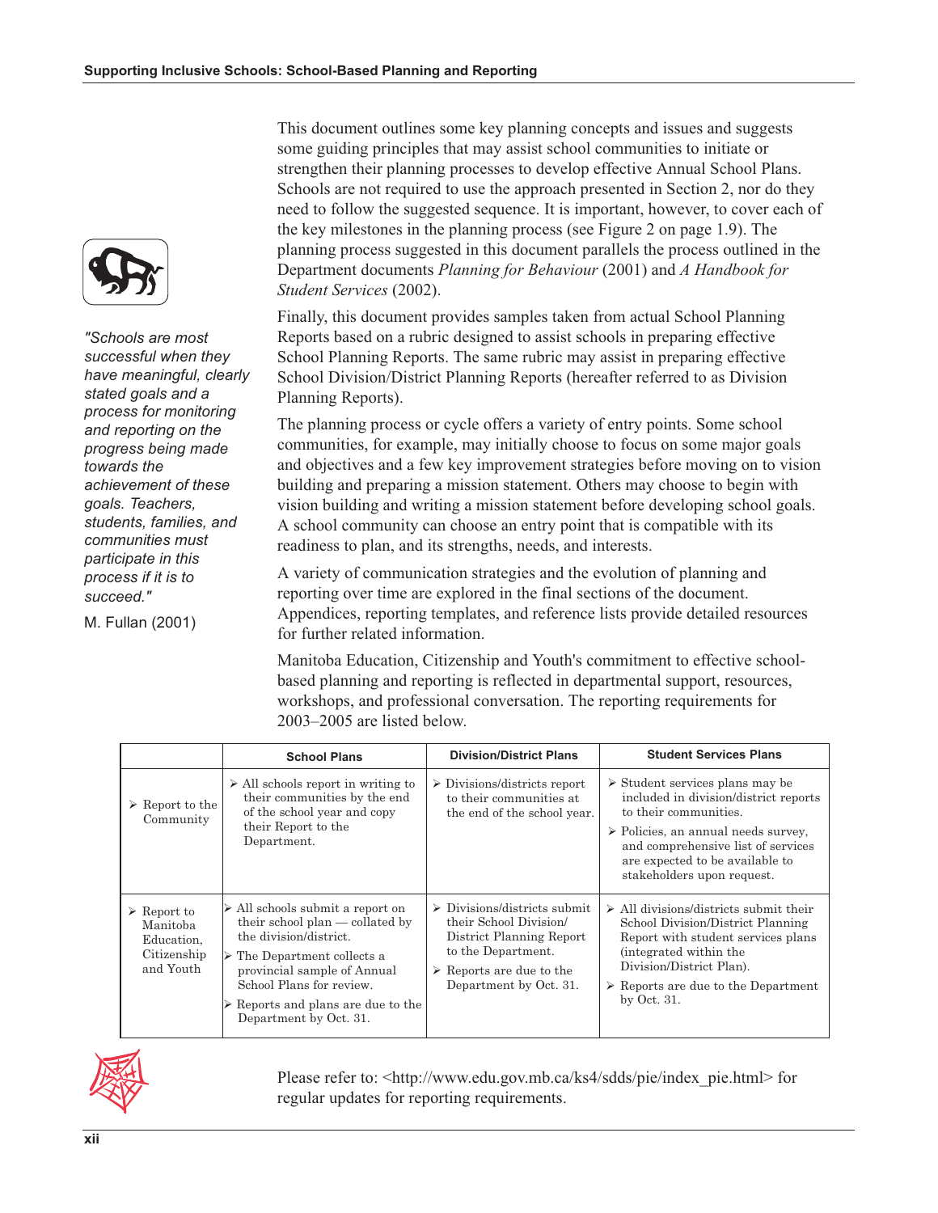This document outlines some key planning concepts and issues and suggests some guiding principles that may assist school communities to initiate or strengthen their planning processes to develop effective Annual School Plans. Schools are not required to use the approach presented in Section 2, nor do they need to follow the suggested sequence. It is important, however, to cover each of the key milestones in the planning process (see Figure 2 on page 1.9). The planning process suggested in this document parallels the process outlined in the Department documents *Planning for Behaviour* (2001) and *A Handbook for Student Services* (2002).

*"Schools are most successful when they have meaningful, clearly stated goals and a process for monitoring and reporting on the progress being made towards the achievement of these goals. Teachers, students, families, and communities must participate in this process if it is to succeed."*

M. Fullan (2001)

Finally, this document provides samples taken from actual School Planning Reports based on a rubric designed to assist schools in preparing effective School Planning Reports. The same rubric may assist in preparing effective School Division/District Planning Reports (hereafter referred to as Division Planning Reports).

The planning process or cycle offers a variety of entry points. Some school communities, for example, may initially choose to focus on some major goals and objectives and a few key improvement strategies before moving on to vision building and preparing a mission statement. Others may choose to begin with vision building and writing a mission statement before developing school goals. A school community can choose an entry point that is compatible with its readiness to plan, and its strengths, needs, and interests.

A variety of communication strategies and the evolution of planning and reporting over time are explored in the final sections of the document. Appendices, reporting templates, and reference lists provide detailed resources for further related information.

Manitoba Education, Citizenship and Youth's commitment to effective school-based planning and reporting is reflected in departmental support, resources, workshops, and professional conversation. The reporting requirements for 2003–2005 are listed below.

| | School Plans | Division/District Plans | Student Services Plans |
|---|---|---|---|
| ➢ Report to the Community | ➢ All schools report in writing to their communities by the end of the school year and copy their Report to the Department. | ➢ Divisions/districts report to their communities at the end of the school year. | ➢ Student services plans may be included in division/district reports to their communities.<br>➢ Policies, an annual needs survey, and comprehensive list of services are expected to be available to stakeholders upon request. |
| ➢ Report to Manitoba Education, Citizenship and Youth | ➢ All schools submit a report on their school plan — collated by the division/district.<br>➢ The Department collects a provincial sample of Annual School Plans for review.<br>➢ Reports and plans are due to the Department by Oct. 31. | ➢ Divisions/districts submit their School Division/ District Planning Report to the Department.<br>➢ Reports are due to the Department by Oct. 31. | ➢ All divisions/districts submit their School Division/District Planning Report with student services plans (integrated within the Division/District Plan).<br>➢ Reports are due to the Department by Oct. 31. |

Please refer to: <http://www.edu.gov.mb.ca/ks4/sdds/pie/index_pie.html> for regular updates for reporting requirements.